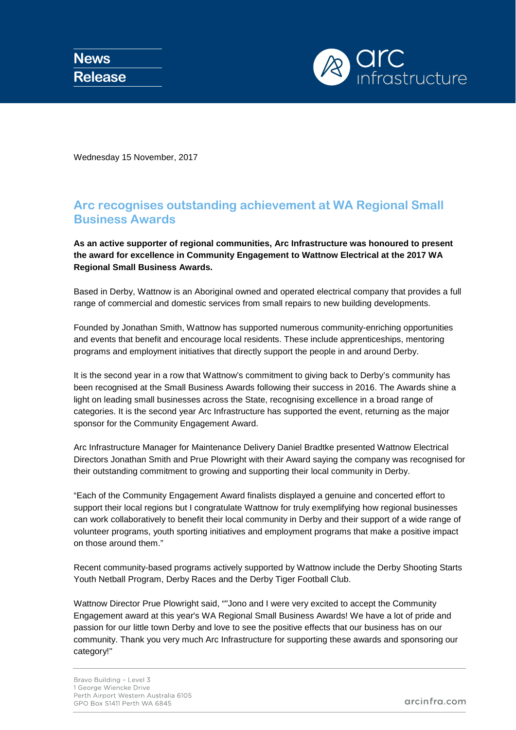News Release

arc infrastructure

Wednesday 15 November, 2017

## Arc recognises outstanding achievement at WA Regional Small Business Awards

**As an active supporter of regional communities, Arc Infrastructure was honoured to present the award for excellence in Community Engagement to Wattnow Electrical at the 2017 WA Regional Small Business Awards.**

Based in Derby, Wattnow is an Aboriginal owned and operated electrical company that provides a full range of commercial and domestic services from small repairs to new building developments.

Founded by Jonathan Smith, Wattnow has supported numerous community-enriching opportunities and events that benefit and encourage local residents. These include apprenticeships, mentoring programs and employment initiatives that directly support the people in and around Derby.

It is the second year in a row that Wattnow's commitment to giving back to Derby's community has been recognised at the Small Business Awards following their success in 2016. The Awards shine a light on leading small businesses across the State, recognising excellence in a broad range of categories. It is the second year Arc Infrastructure has supported the event, returning as the major sponsor for the Community Engagement Award.

Arc Infrastructure Manager for Maintenance Delivery Daniel Bradtke presented Wattnow Electrical Directors Jonathan Smith and Prue Plowright with their Award saying the company was recognised for their outstanding commitment to growing and supporting their local community in Derby.

"Each of the Community Engagement Award finalists displayed a genuine and concerted effort to support their local regions but I congratulate Wattnow for truly exemplifying how regional businesses can work collaboratively to benefit their local community in Derby and their support of a wide range of volunteer programs, youth sporting initiatives and employment programs that make a positive impact on those around them."

Recent community-based programs actively supported by Wattnow include the Derby Shooting Starts Youth Netball Program, Derby Races and the Derby Tiger Football Club.

Wattnow Director Prue Plowright said, ""Jono and I were very excited to accept the Community Engagement award at this year's WA Regional Small Business Awards! We have a lot of pride and passion for our little town Derby and love to see the positive effects that our business has on our community. Thank you very much Arc Infrastructure for supporting these awards and sponsoring our category!"

Bravo Building – Level 3
1 George Wiencke Drive
Perth Airport Western Australia 6105
GPO Box S1411 Perth WA 6845

arcinfra.com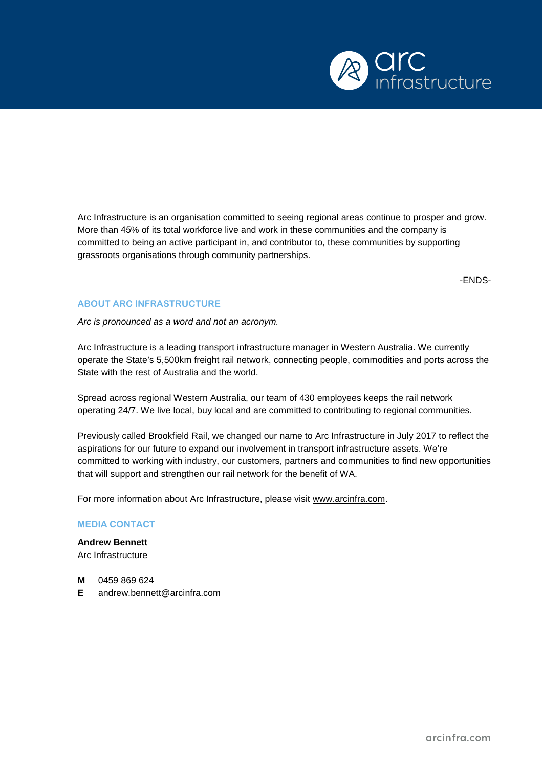Arc Infrastructure is an organisation committed to seeing regional areas continue to prosper and grow. More than 45% of its total workforce live and work in these communities and the company is committed to being an active participant in, and contributor to, these communities by supporting grassroots organisations through community partnerships.

-ENDS-

## ABOUT ARC INFRASTRUCTURE

*Arc is pronounced as a word and not an acronym.*

Arc Infrastructure is a leading transport infrastructure manager in Western Australia. We currently operate the State's 5,500km freight rail network, connecting people, commodities and ports across the State with the rest of Australia and the world.

Spread across regional Western Australia, our team of 430 employees keeps the rail network operating 24/7. We live local, buy local and are committed to contributing to regional communities.

Previously called Brookfield Rail, we changed our name to Arc Infrastructure in July 2017 to reflect the aspirations for our future to expand our involvement in transport infrastructure assets. We're committed to working with industry, our customers, partners and communities to find new opportunities that will support and strengthen our rail network for the benefit of WA.

For more information about Arc Infrastructure, please visit www.arcinfra.com.

## MEDIA CONTACT

**Andrew Bennett**
Arc Infrastructure

**M** 0459 869 624
**E** andrew.bennett@arcinfra.com